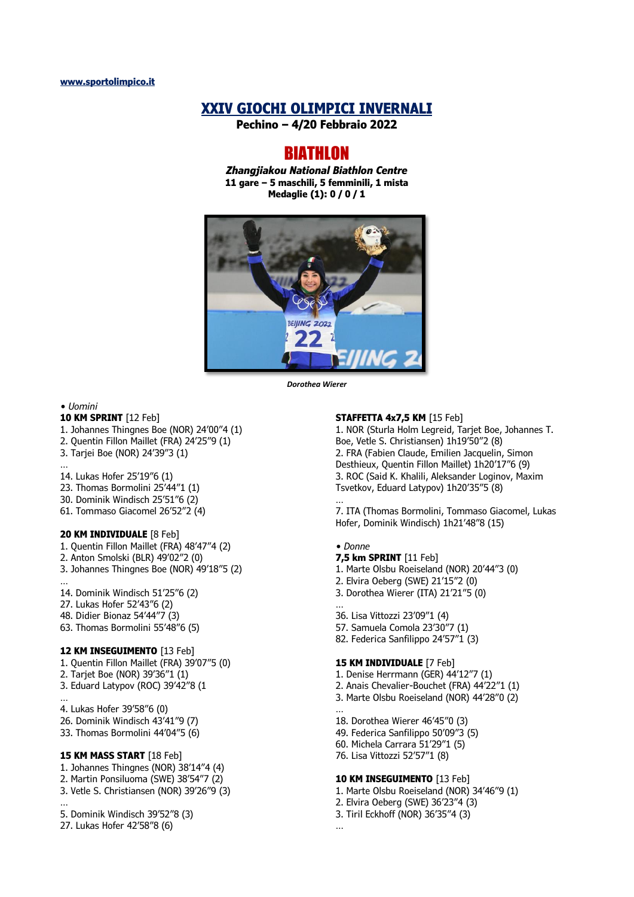www.sportolimpico.it

# XXIV GIOCHI OLIMPICI INVERNALI

**Pechino – 4/20 Febbraio 2022**

## BIATHLON

***Zhangjiakou National Biathlon Centre***
**11 gare – 5 maschili, 5 femminili, 1 mista**
**Medaglie (1): 0 / 0 / 1**

***Dorothea Wierer***

• *Uomini*

**10 KM SPRINT** [12 Feb]
1. Johannes Thingnes Boe (NOR) 24’00”4 (1)
2. Quentin Fillon Maillet (FRA) 24’25”9 (1)
3. Tarjei Boe (NOR) 24’39”3 (1)

…
14. Lukas Hofer 25’19”6 (1)
23. Thomas Bormolini 25’44”1 (1)
30. Dominik Windisch 25’51”6 (2)
61. Tommaso Giacomel 26’52”2 (4)

**20 KM INDIVIDUALE** [8 Feb]
1. Quentin Fillon Maillet (FRA) 48’47”4 (2)
2. Anton Smolski (BLR) 49’02”2 (0)
3. Johannes Thingnes Boe (NOR) 49’18”5 (2)

…
14. Dominik Windisch 51’25”6 (2)
27. Lukas Hofer 52’43”6 (2)
48. Didier Bionaz 54’44”7 (3)
63. Thomas Bormolini 55’48”6 (5)

**12 KM INSEGUIMENTO** [13 Feb]
1. Quentin Fillon Maillet (FRA) 39’07”5 (0)
2. Tarjei Boe (NOR) 39’36”1 (1)
3. Eduard Latypov (ROC) 39’42”8 (1

…
4. Lukas Hofer 39’58”6 (0)
26. Dominik Windisch 43’41”9 (7)
33. Thomas Bormolini 44’04”5 (6)

**15 KM MASS START** [18 Feb]
1. Johannes Thingnes (NOR) 38’14”4 (4)
2. Martin Ponsiluoma (SWE) 38’54”7 (2)
3. Vetle S. Christiansen (NOR) 39’26”9 (3)

…
5. Dominik Windisch 39’52”8 (3)
27. Lukas Hofer 42’58”8 (6)

**STAFFETTA 4x7,5 KM** [15 Feb]
1. NOR (Sturla Holm Legreid, Tarjet Boe, Johannes T. Boe, Vetle S. Christiansen) 1h19’50”2 (8)
2. FRA (Fabien Claude, Emilien Jacquelin, Simon Desthieux, Quentin Fillon Maillet) 1h20’17”6 (9)
3. ROC (Said K. Khalili, Aleksander Loginov, Maxim Tsvetkov, Eduard Latypov) 1h20’35”5 (8)

…
7. ITA (Thomas Bormolini, Tommaso Giacomel, Lukas Hofer, Dominik Windisch) 1h21’48”8 (15)

• *Donne*

**7,5 km SPRINT** [11 Feb]
1. Marte Olsbu Roeiseland (NOR) 20’44”3 (0)
2. Elvira Oeberg (SWE) 21’15”2 (0)
3. Dorothea Wierer (ITA) 21’21”5 (0)

…
36. Lisa Vittozzi 23’09”1 (4)
57. Samuela Comola 23’30”7 (1)
82. Federica Sanfilippo 24’57”1 (3)

**15 KM INDIVIDUALE** [7 Feb]
1. Denise Herrmann (GER) 44’12”7 (1)
2. Anais Chevalier-Bouchet (FRA) 44’22”1 (1)
3. Marte Olsbu Roeiseland (NOR) 44’28”0 (2)

…
18. Dorothea Wierer 46’45”0 (3)
49. Federica Sanfilippo 50’09”3 (5)
60. Michela Carrara 51’29”1 (5)
76. Lisa Vittozzi 52’57”1 (8)

**10 KM INSEGUIMENTO** [13 Feb]
1. Marte Olsbu Roeiseland (NOR) 34’46”9 (1)
2. Elvira Oeberg (SWE) 36’23”4 (3)
3. Tiril Eckhoff (NOR) 36’35”4 (3)

…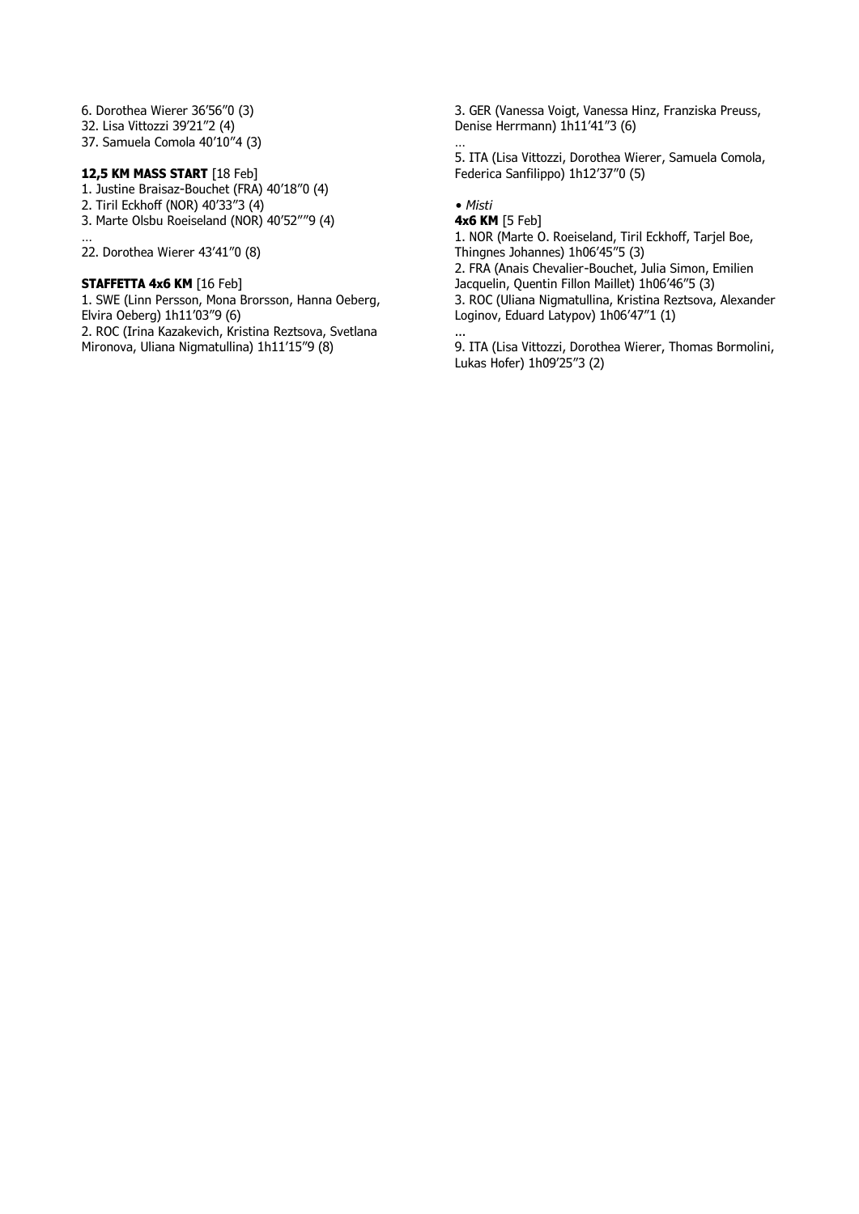6. Dorothea Wierer 36'56"0 (3)
32. Lisa Vittozzi 39'21"2 (4)
37. Samuela Comola 40'10"4 (3)

**12,5 KM MASS START** [18 Feb]
1. Justine Braisaz-Bouchet (FRA) 40'18"0 (4)
2. Tiril Eckhoff (NOR) 40'33"3 (4)
3. Marte Olsbu Roeiseland (NOR) 40'52""9 (4)
…
22. Dorothea Wierer 43'41"0 (8)

**STAFFETTA 4x6 KM** [16 Feb]
1. SWE (Linn Persson, Mona Brorsson, Hanna Oeberg, Elvira Oeberg) 1h11'03"9 (6)
2. ROC (Irina Kazakevich, Kristina Reztsova, Svetlana Mironova, Uliana Nigmatullina) 1h11'15"9 (8)
3. GER (Vanessa Voigt, Vanessa Hinz, Franziska Preuss, Denise Herrmann) 1h11'41"3 (6)
…
5. ITA (Lisa Vittozzi, Dorothea Wierer, Samuela Comola, Federica Sanfilippo) 1h12'37"0 (5)

• *Misti*

**4x6 KM** [5 Feb]
1. NOR (Marte O. Roeiseland, Tiril Eckhoff, Tarjel Boe, Thingnes Johannes) 1h06'45"5 (3)
2. FRA (Anais Chevalier-Bouchet, Julia Simon, Emilien Jacquelin, Quentin Fillon Maillet) 1h06'46"5 (3)
3. ROC (Uliana Nigmatullina, Kristina Reztsova, Alexander Loginov, Eduard Latypov) 1h06'47"1 (1)
...
9. ITA (Lisa Vittozzi, Dorothea Wierer, Thomas Bormolini, Lukas Hofer) 1h09'25"3 (2)